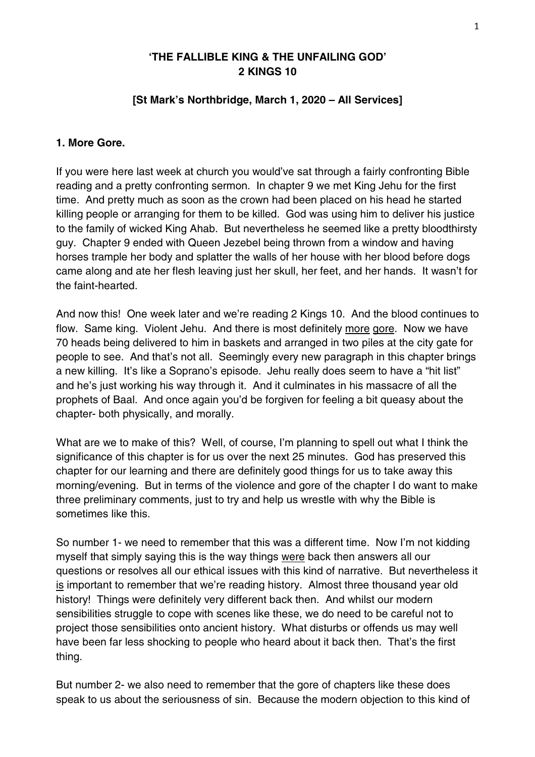**'THE FALLIBLE KING & THE UNFAILING GOD'**
**2 KINGS 10**

**[St Mark's Northbridge, March 1, 2020 – All Services]**

**1. More Gore.**

If you were here last week at church you would've sat through a fairly confronting Bible reading and a pretty confronting sermon. In chapter 9 we met King Jehu for the first time. And pretty much as soon as the crown had been placed on his head he started killing people or arranging for them to be killed. God was using him to deliver his justice to the family of wicked King Ahab. But nevertheless he seemed like a pretty bloodthirsty guy. Chapter 9 ended with Queen Jezebel being thrown from a window and having horses trample her body and splatter the walls of her house with her blood before dogs came along and ate her flesh leaving just her skull, her feet, and her hands. It wasn't for the faint-hearted.

And now this! One week later and we're reading 2 Kings 10. And the blood continues to flow. Same king. Violent Jehu. And there is most definitely more gore. Now we have 70 heads being delivered to him in baskets and arranged in two piles at the city gate for people to see. And that's not all. Seemingly every new paragraph in this chapter brings a new killing. It's like a Soprano's episode. Jehu really does seem to have a "hit list" and he's just working his way through it. And it culminates in his massacre of all the prophets of Baal. And once again you'd be forgiven for feeling a bit queasy about the chapter- both physically, and morally.

What are we to make of this? Well, of course, I'm planning to spell out what I think the significance of this chapter is for us over the next 25 minutes. God has preserved this chapter for our learning and there are definitely good things for us to take away this morning/evening. But in terms of the violence and gore of the chapter I do want to make three preliminary comments, just to try and help us wrestle with why the Bible is sometimes like this.

So number 1- we need to remember that this was a different time. Now I'm not kidding myself that simply saying this is the way things were back then answers all our questions or resolves all our ethical issues with this kind of narrative. But nevertheless it is important to remember that we're reading history. Almost three thousand year old history! Things were definitely very different back then. And whilst our modern sensibilities struggle to cope with scenes like these, we do need to be careful not to project those sensibilities onto ancient history. What disturbs or offends us may well have been far less shocking to people who heard about it back then. That's the first thing.

But number 2- we also need to remember that the gore of chapters like these does speak to us about the seriousness of sin. Because the modern objection to this kind of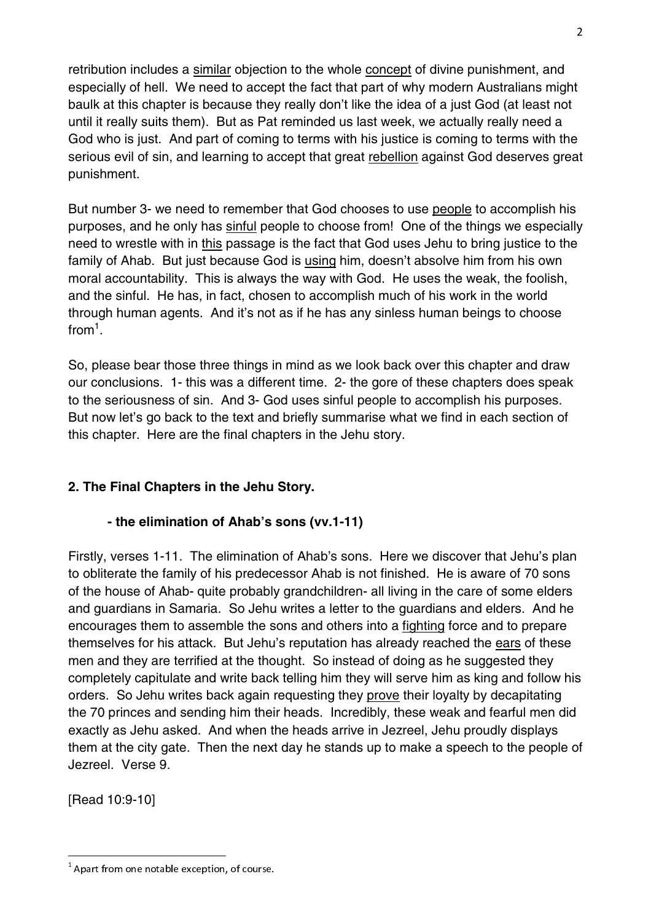retribution includes a similar objection to the whole concept of divine punishment, and especially of hell. We need to accept the fact that part of why modern Australians might baulk at this chapter is because they really don't like the idea of a just God (at least not until it really suits them). But as Pat reminded us last week, we actually really need a God who is just. And part of coming to terms with his justice is coming to terms with the serious evil of sin, and learning to accept that great rebellion against God deserves great punishment.

But number 3- we need to remember that God chooses to use people to accomplish his purposes, and he only has sinful people to choose from! One of the things we especially need to wrestle with in this passage is the fact that God uses Jehu to bring justice to the family of Ahab. But just because God is using him, doesn't absolve him from his own moral accountability. This is always the way with God. He uses the weak, the foolish, and the sinful. He has, in fact, chosen to accomplish much of his work in the world through human agents. And it's not as if he has any sinless human beings to choose from[1].

So, please bear those three things in mind as we look back over this chapter and draw our conclusions. 1- this was a different time. 2- the gore of these chapters does speak to the seriousness of sin. And 3- God uses sinful people to accomplish his purposes. But now let's go back to the text and briefly summarise what we find in each section of this chapter. Here are the final chapters in the Jehu story.

## 2. The Final Chapters in the Jehu Story.

### - the elimination of Ahab's sons (vv.1-11)

Firstly, verses 1-11. The elimination of Ahab's sons. Here we discover that Jehu's plan to obliterate the family of his predecessor Ahab is not finished. He is aware of 70 sons of the house of Ahab- quite probably grandchildren- all living in the care of some elders and guardians in Samaria. So Jehu writes a letter to the guardians and elders. And he encourages them to assemble the sons and others into a fighting force and to prepare themselves for his attack. But Jehu's reputation has already reached the ears of these men and they are terrified at the thought. So instead of doing as he suggested they completely capitulate and write back telling him they will serve him as king and follow his orders. So Jehu writes back again requesting they prove their loyalty by decapitating the 70 princes and sending him their heads. Incredibly, these weak and fearful men did exactly as Jehu asked. And when the heads arrive in Jezreel, Jehu proudly displays them at the city gate. Then the next day he stands up to make a speech to the people of Jezreel. Verse 9.

[Read 10:9-10]

---

[1] Apart from one notable exception, of course.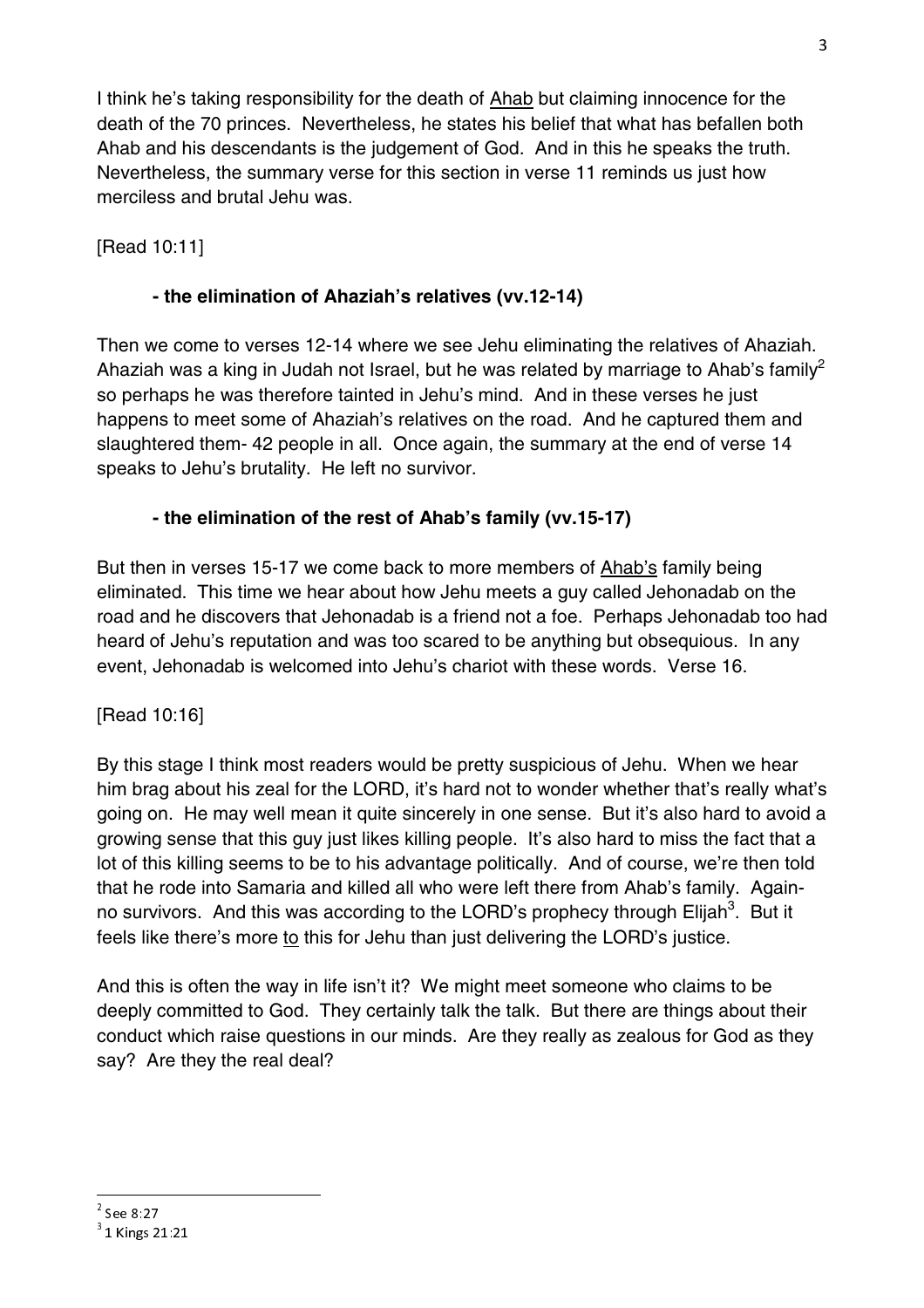I think he's taking responsibility for the death of Ahab but claiming innocence for the death of the 70 princes. Nevertheless, he states his belief that what has befallen both Ahab and his descendants is the judgement of God. And in this he speaks the truth. Nevertheless, the summary verse for this section in verse 11 reminds us just how merciless and brutal Jehu was.

[Read 10:11]

**- the elimination of Ahaziah's relatives (vv.12-14)**

Then we come to verses 12-14 where we see Jehu eliminating the relatives of Ahaziah. Ahaziah was a king in Judah not Israel, but he was related by marriage to Ahab's family[2] so perhaps he was therefore tainted in Jehu's mind. And in these verses he just happens to meet some of Ahaziah's relatives on the road. And he captured them and slaughtered them- 42 people in all. Once again, the summary at the end of verse 14 speaks to Jehu's brutality. He left no survivor.

**- the elimination of the rest of Ahab's family (vv.15-17)**

But then in verses 15-17 we come back to more members of Ahab's family being eliminated. This time we hear about how Jehu meets a guy called Jehonadab on the road and he discovers that Jehonadab is a friend not a foe. Perhaps Jehonadab too had heard of Jehu's reputation and was too scared to be anything but obsequious. In any event, Jehonadab is welcomed into Jehu's chariot with these words. Verse 16.

[Read 10:16]

By this stage I think most readers would be pretty suspicious of Jehu. When we hear him brag about his zeal for the LORD, it's hard not to wonder whether that's really what's going on. He may well mean it quite sincerely in one sense. But it's also hard to avoid a growing sense that this guy just likes killing people. It's also hard to miss the fact that a lot of this killing seems to be to his advantage politically. And of course, we're then told that he rode into Samaria and killed all who were left there from Ahab's family. Again- no survivors. And this was according to the LORD's prophecy through Elijah[3]. But it feels like there's more to this for Jehu than just delivering the LORD's justice.

And this is often the way in life isn't it? We might meet someone who claims to be deeply committed to God. They certainly talk the talk. But there are things about their conduct which raise questions in our minds. Are they really as zealous for God as they say? Are they the real deal?

---

[2] See 8:27

[3] 1 Kings 21:21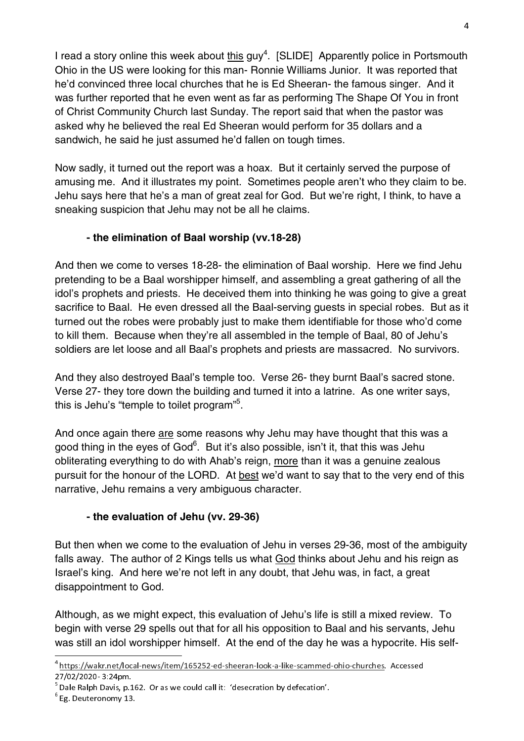I read a story online this week about this guy[4]. [SLIDE] Apparently police in Portsmouth Ohio in the US were looking for this man- Ronnie Williams Junior. It was reported that he'd convinced three local churches that he is Ed Sheeran- the famous singer. And it was further reported that he even went as far as performing The Shape Of You in front of Christ Community Church last Sunday. The report said that when the pastor was asked why he believed the real Ed Sheeran would perform for 35 dollars and a sandwich, he said he just assumed he'd fallen on tough times.

Now sadly, it turned out the report was a hoax. But it certainly served the purpose of amusing me. And it illustrates my point. Sometimes people aren't who they claim to be. Jehu says here that he's a man of great zeal for God. But we're right, I think, to have a sneaking suspicion that Jehu may not be all he claims.

**- the elimination of Baal worship (vv.18-28)**

And then we come to verses 18-28- the elimination of Baal worship. Here we find Jehu pretending to be a Baal worshipper himself, and assembling a great gathering of all the idol's prophets and priests. He deceived them into thinking he was going to give a great sacrifice to Baal. He even dressed all the Baal-serving guests in special robes. But as it turned out the robes were probably just to make them identifiable for those who'd come to kill them. Because when they're all assembled in the temple of Baal, 80 of Jehu's soldiers are let loose and all Baal's prophets and priests are massacred. No survivors.

And they also destroyed Baal's temple too. Verse 26- they burnt Baal's sacred stone. Verse 27- they tore down the building and turned it into a latrine. As one writer says, this is Jehu's "temple to toilet program"[5].

And once again there are some reasons why Jehu may have thought that this was a good thing in the eyes of God[6]. But it's also possible, isn't it, that this was Jehu obliterating everything to do with Ahab's reign, more than it was a genuine zealous pursuit for the honour of the LORD. At best we'd want to say that to the very end of this narrative, Jehu remains a very ambiguous character.

**- the evaluation of Jehu (vv. 29-36)**

But then when we come to the evaluation of Jehu in verses 29-36, most of the ambiguity falls away. The author of 2 Kings tells us what God thinks about Jehu and his reign as Israel's king. And here we're not left in any doubt, that Jehu was, in fact, a great disappointment to God.

Although, as we might expect, this evaluation of Jehu's life is still a mixed review. To begin with verse 29 spells out that for all his opposition to Baal and his servants, Jehu was still an idol worshipper himself. At the end of the day he was a hypocrite. His self-

---

[4] https://wakr.net/local-news/item/165252-ed-sheeran-look-a-like-scammed-ohio-churches. Accessed 27/02/2020- 3:24pm.

[5] Dale Ralph Davis, p.162. Or as we could call it: 'desecration by defecation'.

[6] Eg. Deuteronomy 13.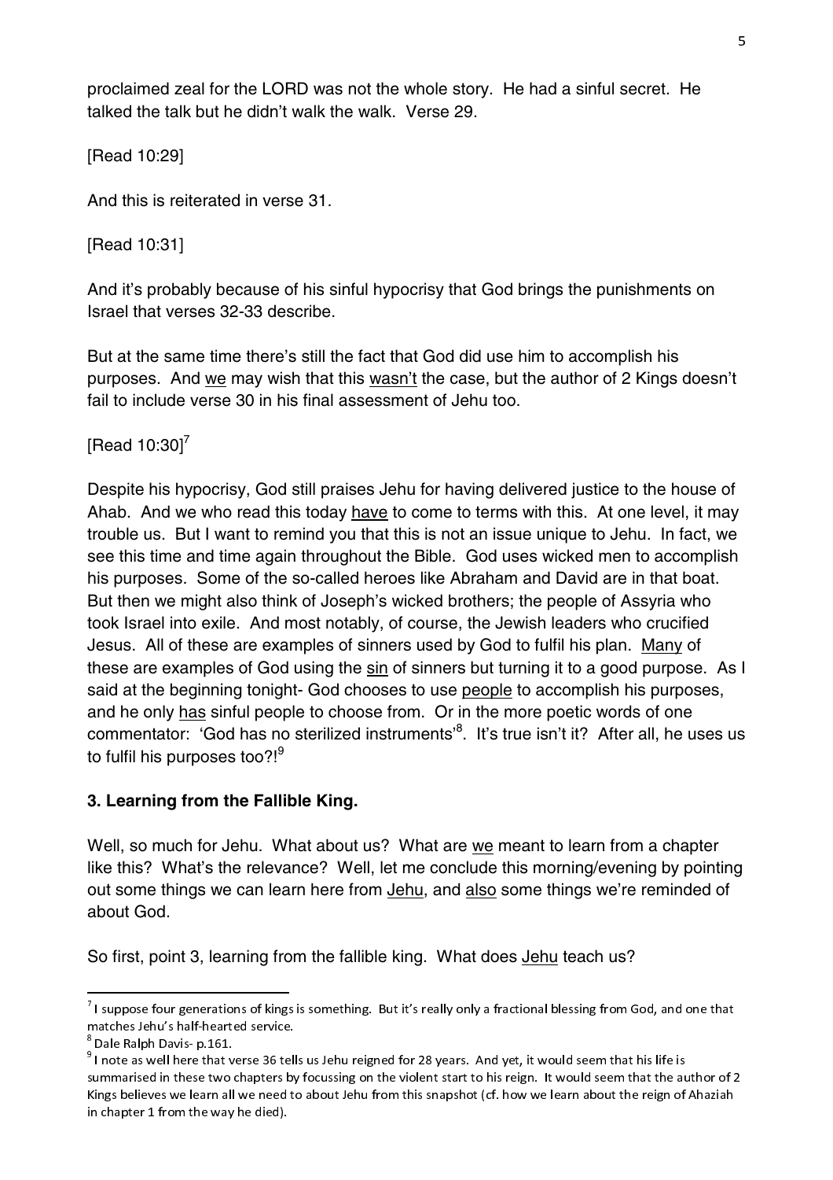proclaimed zeal for the LORD was not the whole story. He had a sinful secret. He talked the talk but he didn't walk the walk. Verse 29.

[Read 10:29]

And this is reiterated in verse 31.

[Read 10:31]

And it's probably because of his sinful hypocrisy that God brings the punishments on Israel that verses 32-33 describe.

But at the same time there's still the fact that God did use him to accomplish his purposes. And we may wish that this wasn't the case, but the author of 2 Kings doesn't fail to include verse 30 in his final assessment of Jehu too.

[Read 10:30][7]

Despite his hypocrisy, God still praises Jehu for having delivered justice to the house of Ahab. And we who read this today have to come to terms with this. At one level, it may trouble us. But I want to remind you that this is not an issue unique to Jehu. In fact, we see this time and time again throughout the Bible. God uses wicked men to accomplish his purposes. Some of the so-called heroes like Abraham and David are in that boat. But then we might also think of Joseph's wicked brothers; the people of Assyria who took Israel into exile. And most notably, of course, the Jewish leaders who crucified Jesus. All of these are examples of sinners used by God to fulfil his plan. Many of these are examples of God using the sin of sinners but turning it to a good purpose. As I said at the beginning tonight- God chooses to use people to accomplish his purposes, and he only has sinful people to choose from. Or in the more poetic words of one commentator: 'God has no sterilized instruments'[8]. It's true isn't it? After all, he uses us to fulfil his purposes too?![9]

### 3. Learning from the Fallible King.

Well, so much for Jehu. What about us? What are we meant to learn from a chapter like this? What's the relevance? Well, let me conclude this morning/evening by pointing out some things we can learn here from Jehu, and also some things we're reminded of about God.

So first, point 3, learning from the fallible king. What does Jehu teach us?

---

[7] I suppose four generations of kings is something. But it's really only a fractional blessing from God, and one that matches Jehu's half-hearted service.

[8] Dale Ralph Davis- p.161.

[9] I note as well here that verse 36 tells us Jehu reigned for 28 years. And yet, it would seem that his life is summarised in these two chapters by focussing on the violent start to his reign. It would seem that the author of 2 Kings believes we learn all we need to about Jehu from this snapshot (cf. how we learn about the reign of Ahaziah in chapter 1 from the way he died).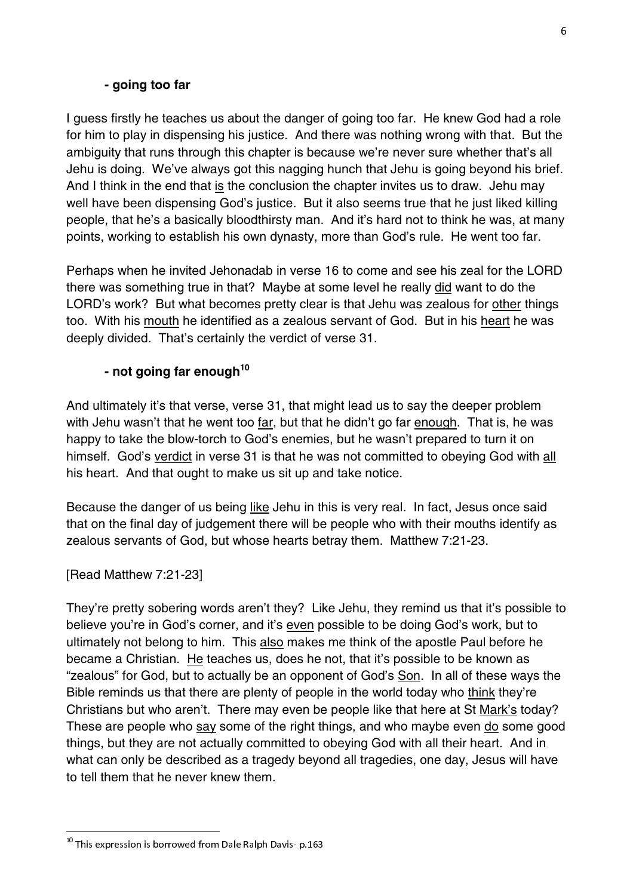### - going too far

I guess firstly he teaches us about the danger of going too far. He knew God had a role for him to play in dispensing his justice. And there was nothing wrong with that. But the ambiguity that runs through this chapter is because we're never sure whether that's all Jehu is doing. We've always got this nagging hunch that Jehu is going beyond his brief. And I think in the end that is the conclusion the chapter invites us to draw. Jehu may well have been dispensing God's justice. But it also seems true that he just liked killing people, that he's a basically bloodthirsty man. And it's hard not to think he was, at many points, working to establish his own dynasty, more than God's rule. He went too far.

Perhaps when he invited Jehonadab in verse 16 to come and see his zeal for the LORD there was something true in that? Maybe at some level he really did want to do the LORD's work? But what becomes pretty clear is that Jehu was zealous for other things too. With his mouth he identified as a zealous servant of God. But in his heart he was deeply divided. That's certainly the verdict of verse 31.

### - not going far enough[10]

And ultimately it's that verse, verse 31, that might lead us to say the deeper problem with Jehu wasn't that he went too far, but that he didn't go far enough. That is, he was happy to take the blow-torch to God's enemies, but he wasn't prepared to turn it on himself. God's verdict in verse 31 is that he was not committed to obeying God with all his heart. And that ought to make us sit up and take notice.

Because the danger of us being like Jehu in this is very real. In fact, Jesus once said that on the final day of judgement there will be people who with their mouths identify as zealous servants of God, but whose hearts betray them. Matthew 7:21-23.

[Read Matthew 7:21-23]

They're pretty sobering words aren't they? Like Jehu, they remind us that it's possible to believe you're in God's corner, and it's even possible to be doing God's work, but to ultimately not belong to him. This also makes me think of the apostle Paul before he became a Christian. He teaches us, does he not, that it's possible to be known as "zealous" for God, but to actually be an opponent of God's Son. In all of these ways the Bible reminds us that there are plenty of people in the world today who think they're Christians but who aren't. There may even be people like that here at St Mark's today? These are people who say some of the right things, and who maybe even do some good things, but they are not actually committed to obeying God with all their heart. And in what can only be described as a tragedy beyond all tragedies, one day, Jesus will have to tell them that he never knew them.

---

[10] This expression is borrowed from Dale Ralph Davis- p.163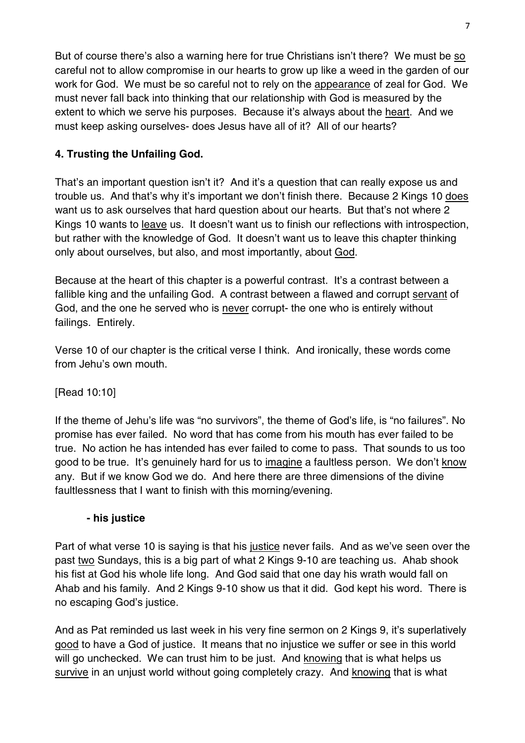But of course there's also a warning here for true Christians isn't there? We must be so careful not to allow compromise in our hearts to grow up like a weed in the garden of our work for God. We must be so careful not to rely on the appearance of zeal for God. We must never fall back into thinking that our relationship with God is measured by the extent to which we serve his purposes. Because it's always about the heart. And we must keep asking ourselves- does Jesus have all of it? All of our hearts?

**4. Trusting the Unfailing God.**

That's an important question isn't it? And it's a question that can really expose us and trouble us. And that's why it's important we don't finish there. Because 2 Kings 10 does want us to ask ourselves that hard question about our hearts. But that's not where 2 Kings 10 wants to leave us. It doesn't want us to finish our reflections with introspection, but rather with the knowledge of God. It doesn't want us to leave this chapter thinking only about ourselves, but also, and most importantly, about God.

Because at the heart of this chapter is a powerful contrast. It's a contrast between a fallible king and the unfailing God. A contrast between a flawed and corrupt servant of God, and the one he served who is never corrupt- the one who is entirely without failings. Entirely.

Verse 10 of our chapter is the critical verse I think. And ironically, these words come from Jehu's own mouth.

[Read 10:10]

If the theme of Jehu's life was "no survivors", the theme of God's life, is "no failures". No promise has ever failed. No word that has come from his mouth has ever failed to be true. No action he has intended has ever failed to come to pass. That sounds to us too good to be true. It's genuinely hard for us to imagine a faultless person. We don't know any. But if we know God we do. And here there are three dimensions of the divine faultlessness that I want to finish with this morning/evening.

**- his justice**

Part of what verse 10 is saying is that his justice never fails. And as we've seen over the past two Sundays, this is a big part of what 2 Kings 9-10 are teaching us. Ahab shook his fist at God his whole life long. And God said that one day his wrath would fall on Ahab and his family. And 2 Kings 9-10 show us that it did. God kept his word. There is no escaping God's justice.

And as Pat reminded us last week in his very fine sermon on 2 Kings 9, it's superlatively good to have a God of justice. It means that no injustice we suffer or see in this world will go unchecked. We can trust him to be just. And knowing that is what helps us survive in an unjust world without going completely crazy. And knowing that is what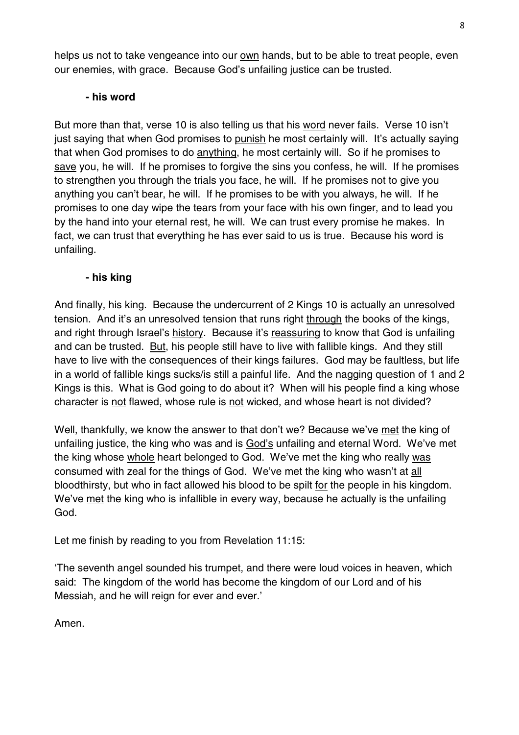helps us not to take vengeance into our <u>own</u> hands, but to be able to treat people, even our enemies, with grace. Because God's unfailing justice can be trusted.

**- his word**

But more than that, verse 10 is also telling us that his <u>word</u> never fails. Verse 10 isn't just saying that when God promises to <u>punish</u> he most certainly will. It's actually saying that when God promises to do <u>anything</u>, he most certainly will. So if he promises to <u>save</u> you, he will. If he promises to forgive the sins you confess, he will. If he promises to strengthen you through the trials you face, he will. If he promises not to give you anything you can't bear, he will. If he promises to be with you always, he will. If he promises to one day wipe the tears from your face with his own finger, and to lead you by the hand into your eternal rest, he will. We can trust every promise he makes. In fact, we can trust that everything he has ever said to us is true. Because his word is unfailing.

**- his king**

And finally, his king. Because the undercurrent of 2 Kings 10 is actually an unresolved tension. And it's an unresolved tension that runs right <u>through</u> the books of the kings, and right through Israel's <u>history</u>. Because it's <u>reassuring</u> to know that God is unfailing and can be trusted. <u>But</u>, his people still have to live with fallible kings. And they still have to live with the consequences of their kings failures. God may be faultless, but life in a world of fallible kings sucks/is still a painful life. And the nagging question of 1 and 2 Kings is this. What is God going to do about it? When will his people find a king whose character is <u>not</u> flawed, whose rule is <u>not</u> wicked, and whose heart is not divided?

Well, thankfully, we know the answer to that don't we? Because we've <u>met</u> the king of unfailing justice, the king who was and is <u>God's</u> unfailing and eternal Word. We've met the king whose <u>whole</u> heart belonged to God. We've met the king who really <u>was</u> consumed with zeal for the things of God. We've met the king who wasn't at <u>all</u> bloodthirsty, but who in fact allowed his blood to be spilt <u>for</u> the people in his kingdom. We've <u>met</u> the king who is infallible in every way, because he actually <u>is</u> the unfailing God.

Let me finish by reading to you from Revelation 11:15:

'The seventh angel sounded his trumpet, and there were loud voices in heaven, which said: The kingdom of the world has become the kingdom of our Lord and of his Messiah, and he will reign for ever and ever.'

Amen.